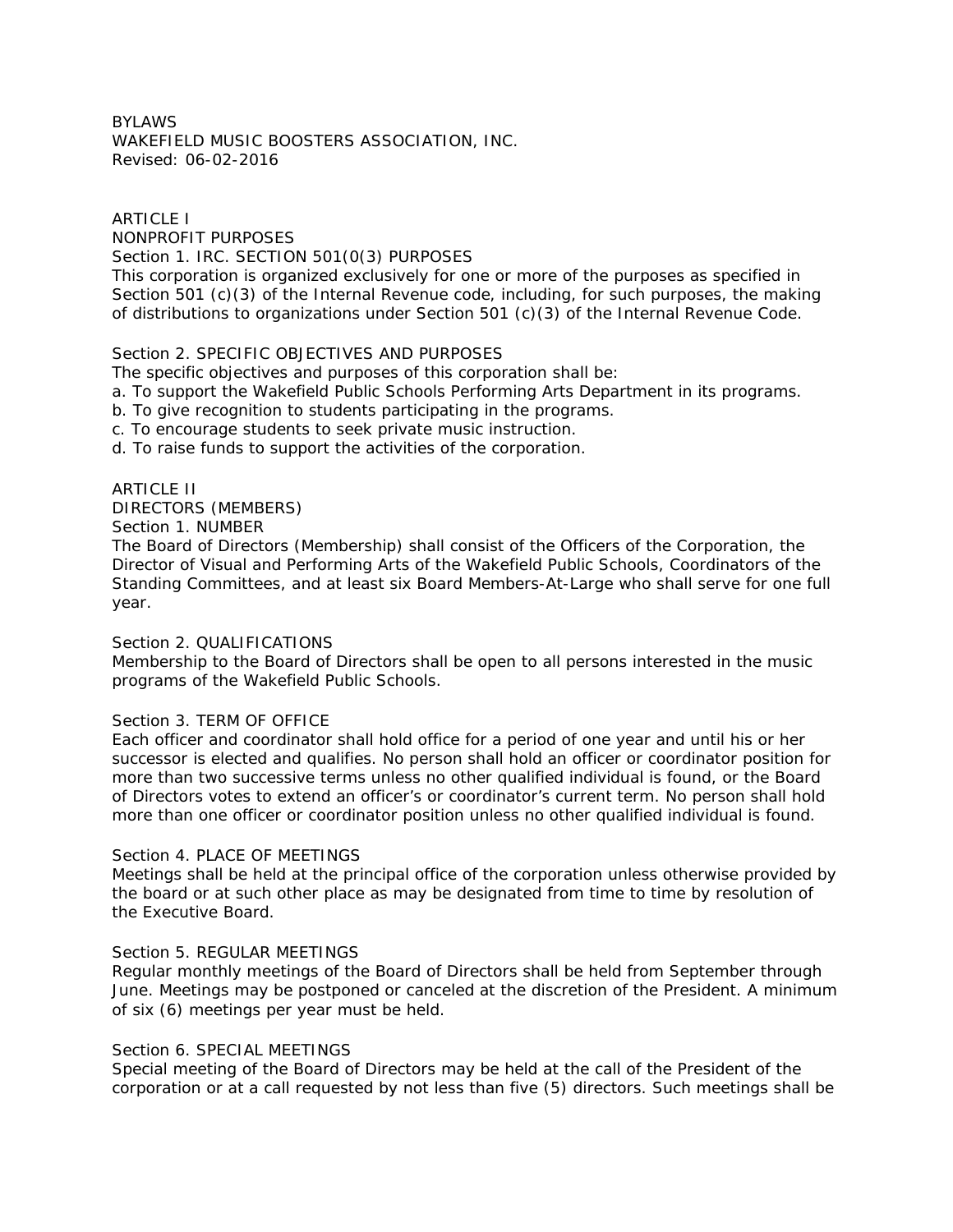BYLAWS
WAKEFIELD MUSIC BOOSTERS ASSOCIATION, INC.
Revised: 06-02-2016

## ARTICLE I
## NONPROFIT PURPOSES

### Section 1. IRC. SECTION 501(0(3) PURPOSES

This corporation is organized exclusively for one or more of the purposes as specified in Section 501 (c)(3) of the Internal Revenue code, including, for such purposes, the making of distributions to organizations under Section 501 (c)(3) of the Internal Revenue Code.

### Section 2. SPECIFIC OBJECTIVES AND PURPOSES

The specific objectives and purposes of this corporation shall be:

a. To support the Wakefield Public Schools Performing Arts Department in its programs.
b. To give recognition to students participating in the programs.
c. To encourage students to seek private music instruction.
d. To raise funds to support the activities of the corporation.

## ARTICLE II
## DIRECTORS (MEMBERS)

### Section 1. NUMBER

The Board of Directors (Membership) shall consist of the Officers of the Corporation, the Director of Visual and Performing Arts of the Wakefield Public Schools, Coordinators of the Standing Committees, and at least six Board Members-At-Large who shall serve for one full year.

### Section 2. QUALIFICATIONS

Membership to the Board of Directors shall be open to all persons interested in the music programs of the Wakefield Public Schools.

### Section 3. TERM OF OFFICE

Each officer and coordinator shall hold office for a period of one year and until his or her successor is elected and qualifies. No person shall hold an officer or coordinator position for more than two successive terms unless no other qualified individual is found, or the Board of Directors votes to extend an officer's or coordinator's current term. No person shall hold more than one officer or coordinator position unless no other qualified individual is found.

### Section 4. PLACE OF MEETINGS

Meetings shall be held at the principal office of the corporation unless otherwise provided by the board or at such other place as may be designated from time to time by resolution of the Executive Board.

### Section 5. REGULAR MEETINGS

Regular monthly meetings of the Board of Directors shall be held from September through June. Meetings may be postponed or canceled at the discretion of the President. A minimum of six (6) meetings per year must be held.

### Section 6. SPECIAL MEETINGS

Special meeting of the Board of Directors may be held at the call of the President of the corporation or at a call requested by not less than five (5) directors. Such meetings shall be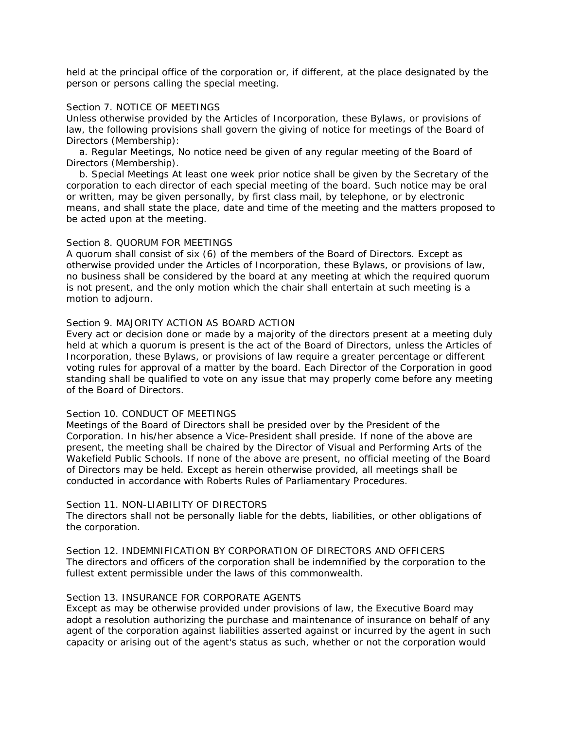held at the principal office of the corporation or, if different, at the place designated by the person or persons calling the special meeting.

Section 7. NOTICE OF MEETINGS

Unless otherwise provided by the Articles of Incorporation, these Bylaws, or provisions of law, the following provisions shall govern the giving of notice for meetings of the Board of Directors (Membership):

a. Regular Meetings, No notice need be given of any regular meeting of the Board of Directors (Membership).

b. Special Meetings At least one week prior notice shall be given by the Secretary of the corporation to each director of each special meeting of the board. Such notice may be oral or written, may be given personally, by first class mail, by telephone, or by electronic means, and shall state the place, date and time of the meeting and the matters proposed to be acted upon at the meeting.

Section 8. QUORUM FOR MEETINGS

A quorum shall consist of six (6) of the members of the Board of Directors. Except as otherwise provided under the Articles of Incorporation, these Bylaws, or provisions of law, no business shall be considered by the board at any meeting at which the required quorum is not present, and the only motion which the chair shall entertain at such meeting is a motion to adjourn.

Section 9. MAJORITY ACTION AS BOARD ACTION

Every act or decision done or made by a majority of the directors present at a meeting duly held at which a quorum is present is the act of the Board of Directors, unless the Articles of Incorporation, these Bylaws, or provisions of law require a greater percentage or different voting rules for approval of a matter by the board. Each Director of the Corporation in good standing shall be qualified to vote on any issue that may properly come before any meeting of the Board of Directors.

Section 10. CONDUCT OF MEETINGS

Meetings of the Board of Directors shall be presided over by the President of the Corporation. In his/her absence a Vice-President shall preside. If none of the above are present, the meeting shall be chaired by the Director of Visual and Performing Arts of the Wakefield Public Schools. If none of the above are present, no official meeting of the Board of Directors may be held. Except as herein otherwise provided, all meetings shall be conducted in accordance with Roberts Rules of Parliamentary Procedures.

Section 11. NON-LIABILITY OF DIRECTORS

The directors shall not be personally liable for the debts, liabilities, or other obligations of the corporation.

Section 12. INDEMNIFICATION BY CORPORATION OF DIRECTORS AND OFFICERS

The directors and officers of the corporation shall be indemnified by the corporation to the fullest extent permissible under the laws of this commonwealth.

Section 13. INSURANCE FOR CORPORATE AGENTS

Except as may be otherwise provided under provisions of law, the Executive Board may adopt a resolution authorizing the purchase and maintenance of insurance on behalf of any agent of the corporation against liabilities asserted against or incurred by the agent in such capacity or arising out of the agent's status as such, whether or not the corporation would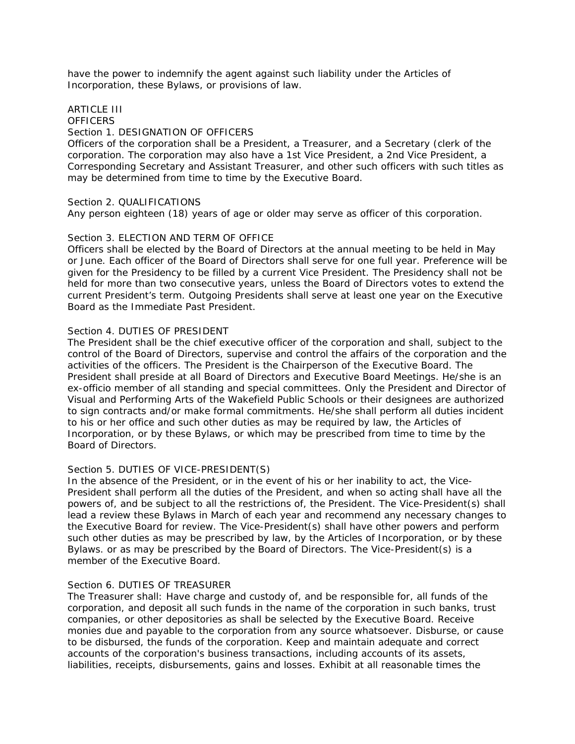have the power to indemnify the agent against such liability under the Articles of Incorporation, these Bylaws, or provisions of law.

## ARTICLE III
## OFFICERS

### Section 1. DESIGNATION OF OFFICERS

Officers of the corporation shall be a President, a Treasurer, and a Secretary (clerk of the corporation. The corporation may also have a 1st Vice President, a 2nd Vice President, a Corresponding Secretary and Assistant Treasurer, and other such officers with such titles as may be determined from time to time by the Executive Board.

### Section 2. QUALIFICATIONS

Any person eighteen (18) years of age or older may serve as officer of this corporation.

### Section 3. ELECTION AND TERM OF OFFICE

Officers shall be elected by the Board of Directors at the annual meeting to be held in May or June. Each officer of the Board of Directors shall serve for one full year. Preference will be given for the Presidency to be filled by a current Vice President. The Presidency shall not be held for more than two consecutive years, unless the Board of Directors votes to extend the current President's term. Outgoing Presidents shall serve at least one year on the Executive Board as the Immediate Past President.

### Section 4. DUTIES OF PRESIDENT

The President shall be the chief executive officer of the corporation and shall, subject to the control of the Board of Directors, supervise and control the affairs of the corporation and the activities of the officers. The President is the Chairperson of the Executive Board. The President shall preside at all Board of Directors and Executive Board Meetings. He/she is an ex-officio member of all standing and special committees. Only the President and Director of Visual and Performing Arts of the Wakefield Public Schools or their designees are authorized to sign contracts and/or make formal commitments. He/she shall perform all duties incident to his or her office and such other duties as may be required by law, the Articles of Incorporation, or by these Bylaws, or which may be prescribed from time to time by the Board of Directors.

### Section 5. DUTIES OF VICE-PRESIDENT(S)

In the absence of the President, or in the event of his or her inability to act, the Vice-President shall perform all the duties of the President, and when so acting shall have all the powers of, and be subject to all the restrictions of, the President. The Vice-President(s) shall lead a review these Bylaws in March of each year and recommend any necessary changes to the Executive Board for review. The Vice-President(s) shall have other powers and perform such other duties as may be prescribed by law, by the Articles of Incorporation, or by these Bylaws. or as may be prescribed by the Board of Directors. The Vice-President(s) is a member of the Executive Board.

### Section 6. DUTIES OF TREASURER

The Treasurer shall: Have charge and custody of, and be responsible for, all funds of the corporation, and deposit all such funds in the name of the corporation in such banks, trust companies, or other depositories as shall be selected by the Executive Board. Receive monies due and payable to the corporation from any source whatsoever. Disburse, or cause to be disbursed, the funds of the corporation. Keep and maintain adequate and correct accounts of the corporation's business transactions, including accounts of its assets, liabilities, receipts, disbursements, gains and losses. Exhibit at all reasonable times the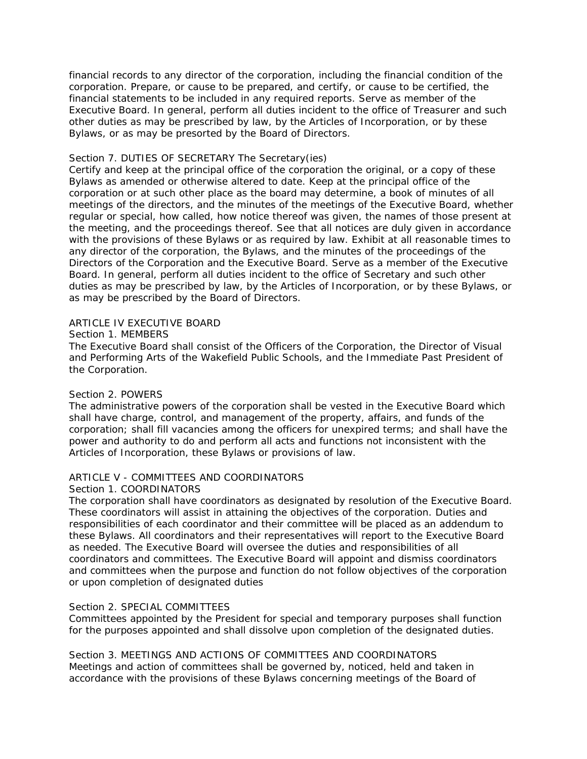financial records to any director of the corporation, including the financial condition of the corporation. Prepare, or cause to be prepared, and certify, or cause to be certified, the financial statements to be included in any required reports. Serve as member of the Executive Board. In general, perform all duties incident to the office of Treasurer and such other duties as may be prescribed by law, by the Articles of Incorporation, or by these Bylaws, or as may be presorted by the Board of Directors.

Section 7. DUTIES OF SECRETARY The Secretary(ies)
Certify and keep at the principal office of the corporation the original, or a copy of these Bylaws as amended or otherwise altered to date. Keep at the principal office of the corporation or at such other place as the board may determine, a book of minutes of all meetings of the directors, and the minutes of the meetings of the Executive Board, whether regular or special, how called, how notice thereof was given, the names of those present at the meeting, and the proceedings thereof. See that all notices are duly given in accordance with the provisions of these Bylaws or as required by law. Exhibit at all reasonable times to any director of the corporation, the Bylaws, and the minutes of the proceedings of the Directors of the Corporation and the Executive Board. Serve as a member of the Executive Board. In general, perform all duties incident to the office of Secretary and such other duties as may be prescribed by law, by the Articles of Incorporation, or by these Bylaws, or as may be prescribed by the Board of Directors.

## ARTICLE IV EXECUTIVE BOARD

Section 1. MEMBERS
The Executive Board shall consist of the Officers of the Corporation, the Director of Visual and Performing Arts of the Wakefield Public Schools, and the Immediate Past President of the Corporation.

Section 2. POWERS
The administrative powers of the corporation shall be vested in the Executive Board which shall have charge, control, and management of the property, affairs, and funds of the corporation; shall fill vacancies among the officers for unexpired terms; and shall have the power and authority to do and perform all acts and functions not inconsistent with the Articles of Incorporation, these Bylaws or provisions of law.

## ARTICLE V - COMMITTEES AND COORDINATORS

Section 1. COORDINATORS
The corporation shall have coordinators as designated by resolution of the Executive Board. These coordinators will assist in attaining the objectives of the corporation. Duties and responsibilities of each coordinator and their committee will be placed as an addendum to these Bylaws. All coordinators and their representatives will report to the Executive Board as needed. The Executive Board will oversee the duties and responsibilities of all coordinators and committees. The Executive Board will appoint and dismiss coordinators and committees when the purpose and function do not follow objectives of the corporation or upon completion of designated duties

Section 2. SPECIAL COMMITTEES
Committees appointed by the President for special and temporary purposes shall function for the purposes appointed and shall dissolve upon completion of the designated duties.

Section 3. MEETINGS AND ACTIONS OF COMMITTEES AND COORDINATORS
Meetings and action of committees shall be governed by, noticed, held and taken in accordance with the provisions of these Bylaws concerning meetings of the Board of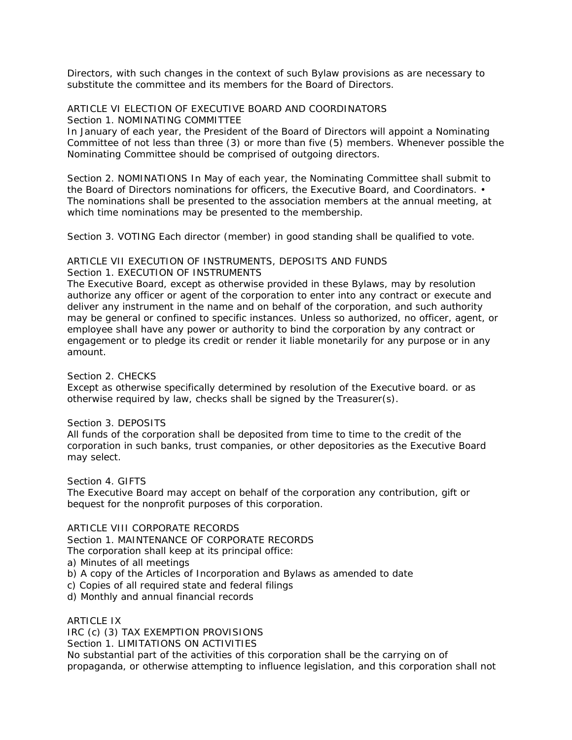Directors, with such changes in the context of such Bylaw provisions as are necessary to substitute the committee and its members for the Board of Directors.

## ARTICLE VI ELECTION OF EXECUTIVE BOARD AND COORDINATORS

### Section 1. NOMINATING COMMITTEE

In January of each year, the President of the Board of Directors will appoint a Nominating Committee of not less than three (3) or more than five (5) members. Whenever possible the Nominating Committee should be comprised of outgoing directors.

Section 2. NOMINATIONS In May of each year, the Nominating Committee shall submit to the Board of Directors nominations for officers, the Executive Board, and Coordinators. • The nominations shall be presented to the association members at the annual meeting, at which time nominations may be presented to the membership.

Section 3. VOTING Each director (member) in good standing shall be qualified to vote.

## ARTICLE VII EXECUTION OF INSTRUMENTS, DEPOSITS AND FUNDS

### Section 1. EXECUTION OF INSTRUMENTS

The Executive Board, except as otherwise provided in these Bylaws, may by resolution authorize any officer or agent of the corporation to enter into any contract or execute and deliver any instrument in the name and on behalf of the corporation, and such authority may be general or confined to specific instances. Unless so authorized, no officer, agent, or employee shall have any power or authority to bind the corporation by any contract or engagement or to pledge its credit or render it liable monetarily for any purpose or in any amount.

### Section 2. CHECKS

Except as otherwise specifically determined by resolution of the Executive board. or as otherwise required by law, checks shall be signed by the Treasurer(s).

### Section 3. DEPOSITS

All funds of the corporation shall be deposited from time to time to the credit of the corporation in such banks, trust companies, or other depositories as the Executive Board may select.

### Section 4. GIFTS

The Executive Board may accept on behalf of the corporation any contribution, gift or bequest for the nonprofit purposes of this corporation.

## ARTICLE VIII CORPORATE RECORDS

### Section 1. MAINTENANCE OF CORPORATE RECORDS

The corporation shall keep at its principal office:

a) Minutes of all meetings
b) A copy of the Articles of Incorporation and Bylaws as amended to date
c) Copies of all required state and federal filings
d) Monthly and annual financial records

## ARTICLE IX
## IRC (c) (3) TAX EXEMPTION PROVISIONS

### Section 1. LIMITATIONS ON ACTIVITIES

No substantial part of the activities of this corporation shall be the carrying on of propaganda, or otherwise attempting to influence legislation, and this corporation shall not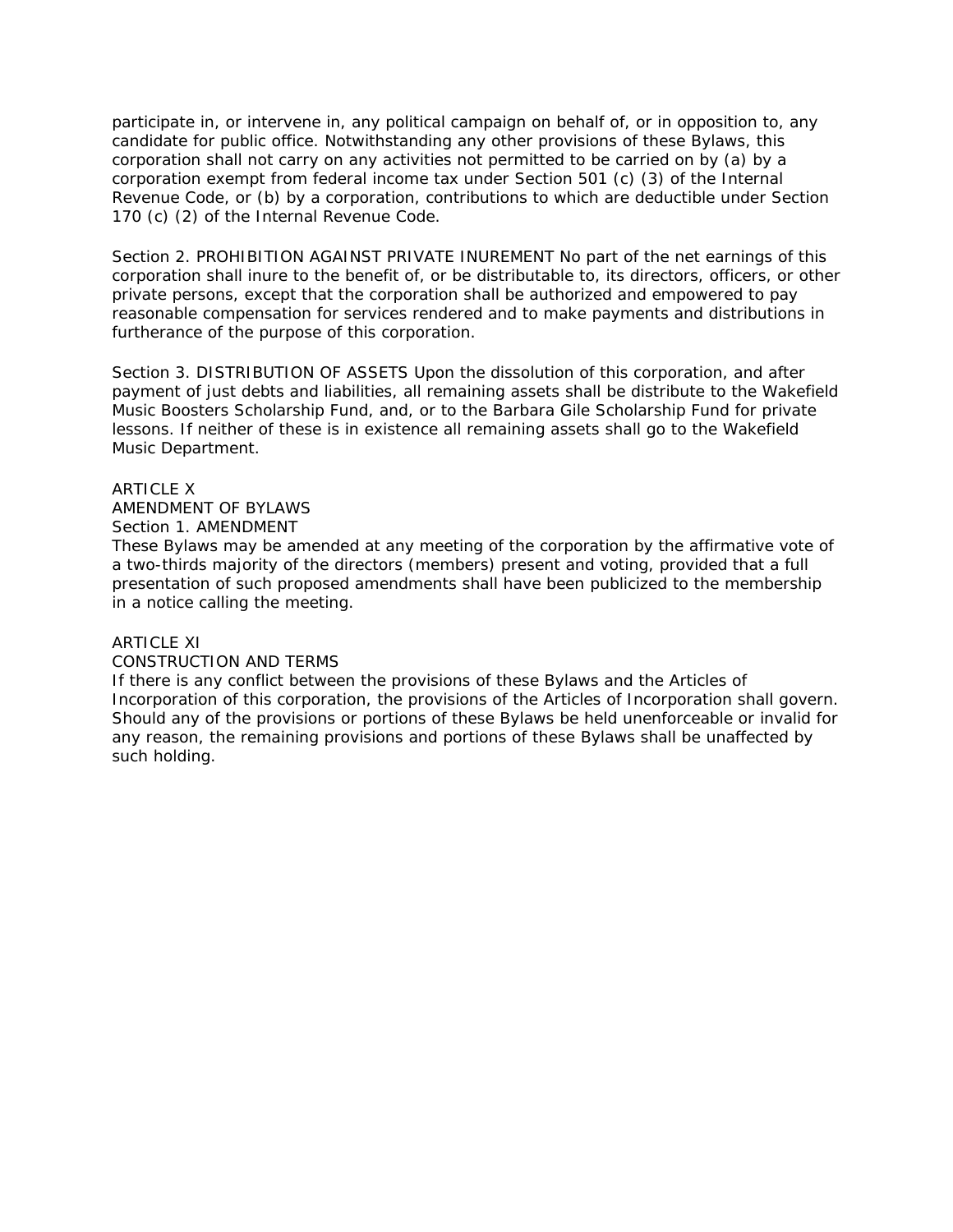participate in, or intervene in, any political campaign on behalf of, or in opposition to, any candidate for public office. Notwithstanding any other provisions of these Bylaws, this corporation shall not carry on any activities not permitted to be carried on by (a) by a corporation exempt from federal income tax under Section 501 (c) (3) of the Internal Revenue Code, or (b) by a corporation, contributions to which are deductible under Section 170 (c) (2) of the Internal Revenue Code.

Section 2. PROHIBITION AGAINST PRIVATE INUREMENT No part of the net earnings of this corporation shall inure to the benefit of, or be distributable to, its directors, officers, or other private persons, except that the corporation shall be authorized and empowered to pay reasonable compensation for services rendered and to make payments and distributions in furtherance of the purpose of this corporation.

Section 3. DISTRIBUTION OF ASSETS Upon the dissolution of this corporation, and after payment of just debts and liabilities, all remaining assets shall be distribute to the Wakefield Music Boosters Scholarship Fund, and, or to the Barbara Gile Scholarship Fund for private lessons. If neither of these is in existence all remaining assets shall go to the Wakefield Music Department.

ARTICLE X
AMENDMENT OF BYLAWS
Section 1. AMENDMENT
These Bylaws may be amended at any meeting of the corporation by the affirmative vote of a two-thirds majority of the directors (members) present and voting, provided that a full presentation of such proposed amendments shall have been publicized to the membership in a notice calling the meeting.

ARTICLE XI
CONSTRUCTION AND TERMS
If there is any conflict between the provisions of these Bylaws and the Articles of Incorporation of this corporation, the provisions of the Articles of Incorporation shall govern. Should any of the provisions or portions of these Bylaws be held unenforceable or invalid for any reason, the remaining provisions and portions of these Bylaws shall be unaffected by such holding.